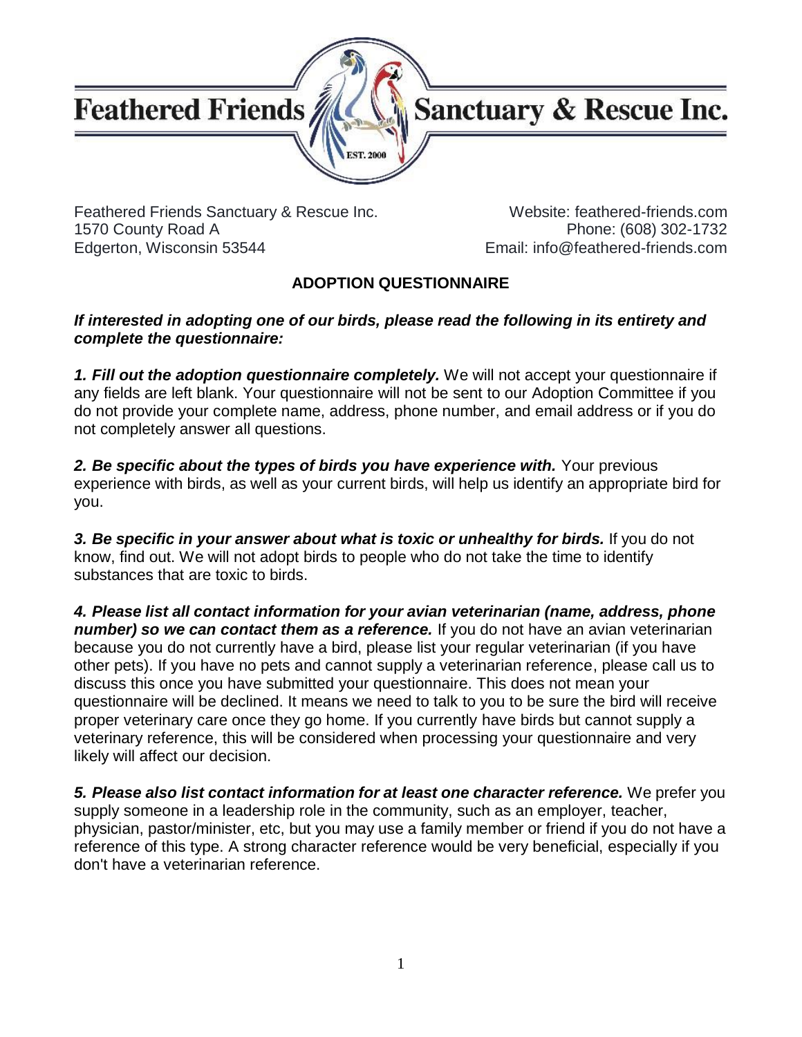# Feathered Friends Sanctuary & Rescue Inc.

EST. 2000

Feathered Friends Sanctuary & Rescue Inc.
1570 County Road A
Edgerton, Wisconsin 53544

Website: feathered-friends.com
Phone: (608) 302-1732
Email: info@feathered-friends.com

## ADOPTION QUESTIONNAIRE

***If interested in adopting one of our birds, please read the following in its entirety and complete the questionnaire:***

***1. Fill out the adoption questionnaire completely.*** We will not accept your questionnaire if any fields are left blank. Your questionnaire will not be sent to our Adoption Committee if you do not provide your complete name, address, phone number, and email address or if you do not completely answer all questions.

***2. Be specific about the types of birds you have experience with.*** Your previous experience with birds, as well as your current birds, will help us identify an appropriate bird for you.

***3. Be specific in your answer about what is toxic or unhealthy for birds.*** If you do not know, find out. We will not adopt birds to people who do not take the time to identify substances that are toxic to birds.

***4. Please list all contact information for your avian veterinarian (name, address, phone number) so we can contact them as a reference.*** If you do not have an avian veterinarian because you do not currently have a bird, please list your regular veterinarian (if you have other pets). If you have no pets and cannot supply a veterinarian reference, please call us to discuss this once you have submitted your questionnaire. This does not mean your questionnaire will be declined. It means we need to talk to you to be sure the bird will receive proper veterinary care once they go home. If you currently have birds but cannot supply a veterinary reference, this will be considered when processing your questionnaire and very likely will affect our decision.

***5. Please also list contact information for at least one character reference.*** We prefer you supply someone in a leadership role in the community, such as an employer, teacher, physician, pastor/minister, etc, but you may use a family member or friend if you do not have a reference of this type. A strong character reference would be very beneficial, especially if you don't have a veterinarian reference.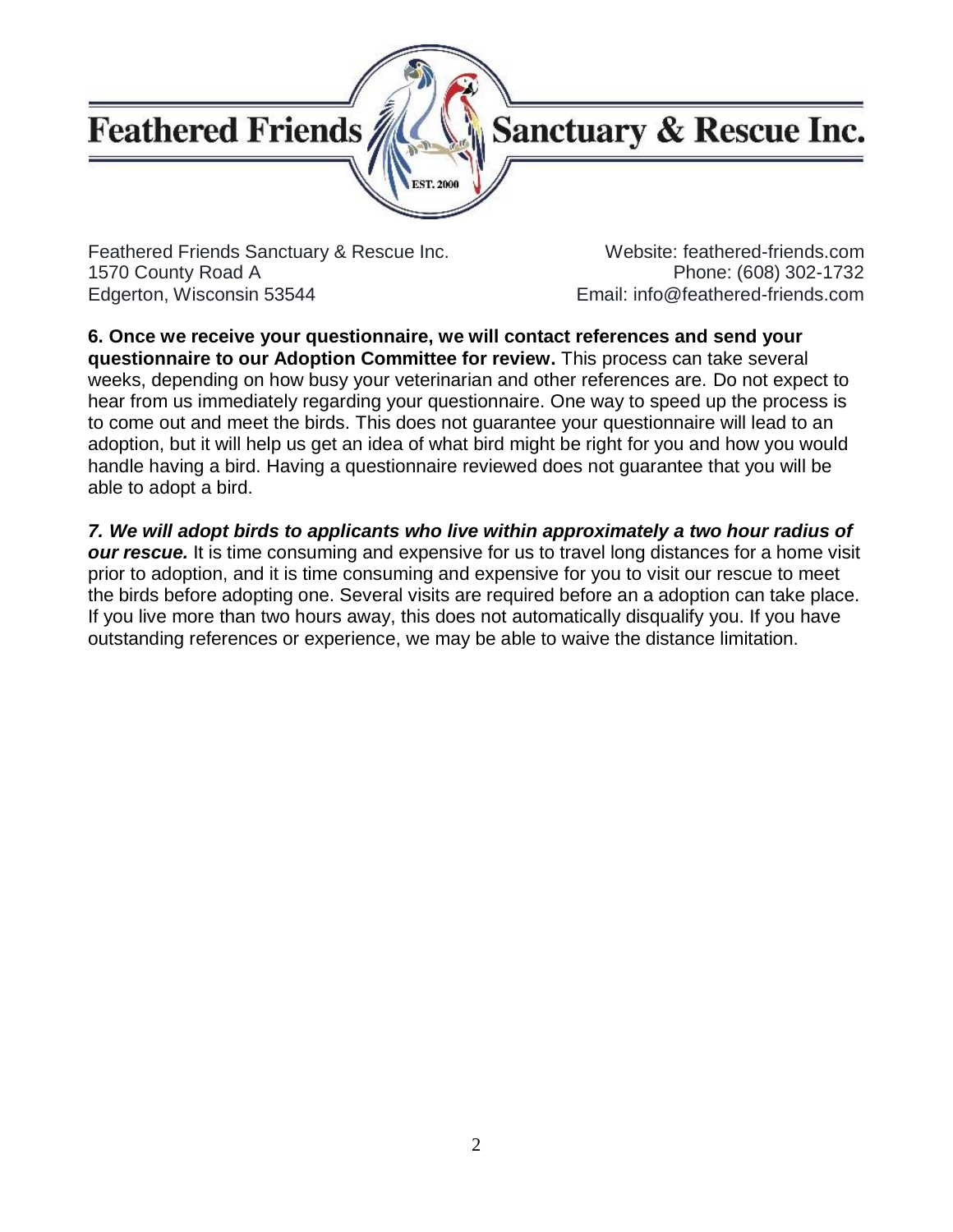Feathered Friends Sanctuary & Rescue Inc.

Feathered Friends Sanctuary & Rescue Inc.
1570 County Road A
Edgerton, Wisconsin 53544

Website: feathered-friends.com
Phone: (608) 302-1732
Email: info@feathered-friends.com

**6. Once we receive your questionnaire, we will contact references and send your questionnaire to our Adoption Committee for review.** This process can take several weeks, depending on how busy your veterinarian and other references are. Do not expect to hear from us immediately regarding your questionnaire. One way to speed up the process is to come out and meet the birds. This does not guarantee your questionnaire will lead to an adoption, but it will help us get an idea of what bird might be right for you and how you would handle having a bird. Having a questionnaire reviewed does not guarantee that you will be able to adopt a bird.

***7. We will adopt birds to applicants who live within approximately a two hour radius of our rescue.*** It is time consuming and expensive for us to travel long distances for a home visit prior to adoption, and it is time consuming and expensive for you to visit our rescue to meet the birds before adopting one. Several visits are required before an a adoption can take place. If you live more than two hours away, this does not automatically disqualify you. If you have outstanding references or experience, we may be able to waive the distance limitation.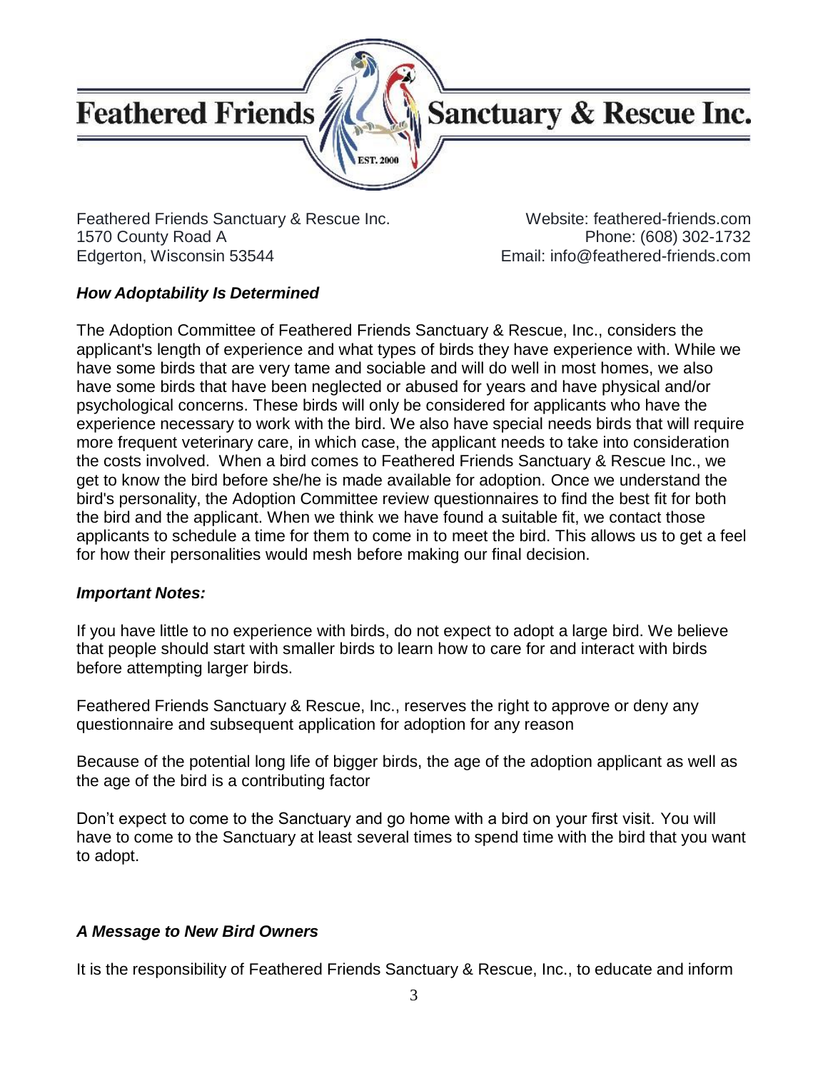# Feathered Friends Sanctuary & Rescue Inc.

Feathered Friends Sanctuary & Rescue Inc.
1570 County Road A
Edgerton, Wisconsin 53544

Website: feathered-friends.com
Phone: (608) 302-1732
Email: info@feathered-friends.com

***How Adoptability Is Determined***

The Adoption Committee of Feathered Friends Sanctuary & Rescue, Inc., considers the applicant's length of experience and what types of birds they have experience with. While we have some birds that are very tame and sociable and will do well in most homes, we also have some birds that have been neglected or abused for years and have physical and/or psychological concerns. These birds will only be considered for applicants who have the experience necessary to work with the bird. We also have special needs birds that will require more frequent veterinary care, in which case, the applicant needs to take into consideration the costs involved. When a bird comes to Feathered Friends Sanctuary & Rescue Inc., we get to know the bird before she/he is made available for adoption. Once we understand the bird's personality, the Adoption Committee review questionnaires to find the best fit for both the bird and the applicant. When we think we have found a suitable fit, we contact those applicants to schedule a time for them to come in to meet the bird. This allows us to get a feel for how their personalities would mesh before making our final decision.

***Important Notes:***

If you have little to no experience with birds, do not expect to adopt a large bird. We believe that people should start with smaller birds to learn how to care for and interact with birds before attempting larger birds.

Feathered Friends Sanctuary & Rescue, Inc., reserves the right to approve or deny any questionnaire and subsequent application for adoption for any reason

Because of the potential long life of bigger birds, the age of the adoption applicant as well as the age of the bird is a contributing factor

Don't expect to come to the Sanctuary and go home with a bird on your first visit. You will have to come to the Sanctuary at least several times to spend time with the bird that you want to adopt.

***A Message to New Bird Owners***

It is the responsibility of Feathered Friends Sanctuary & Rescue, Inc., to educate and inform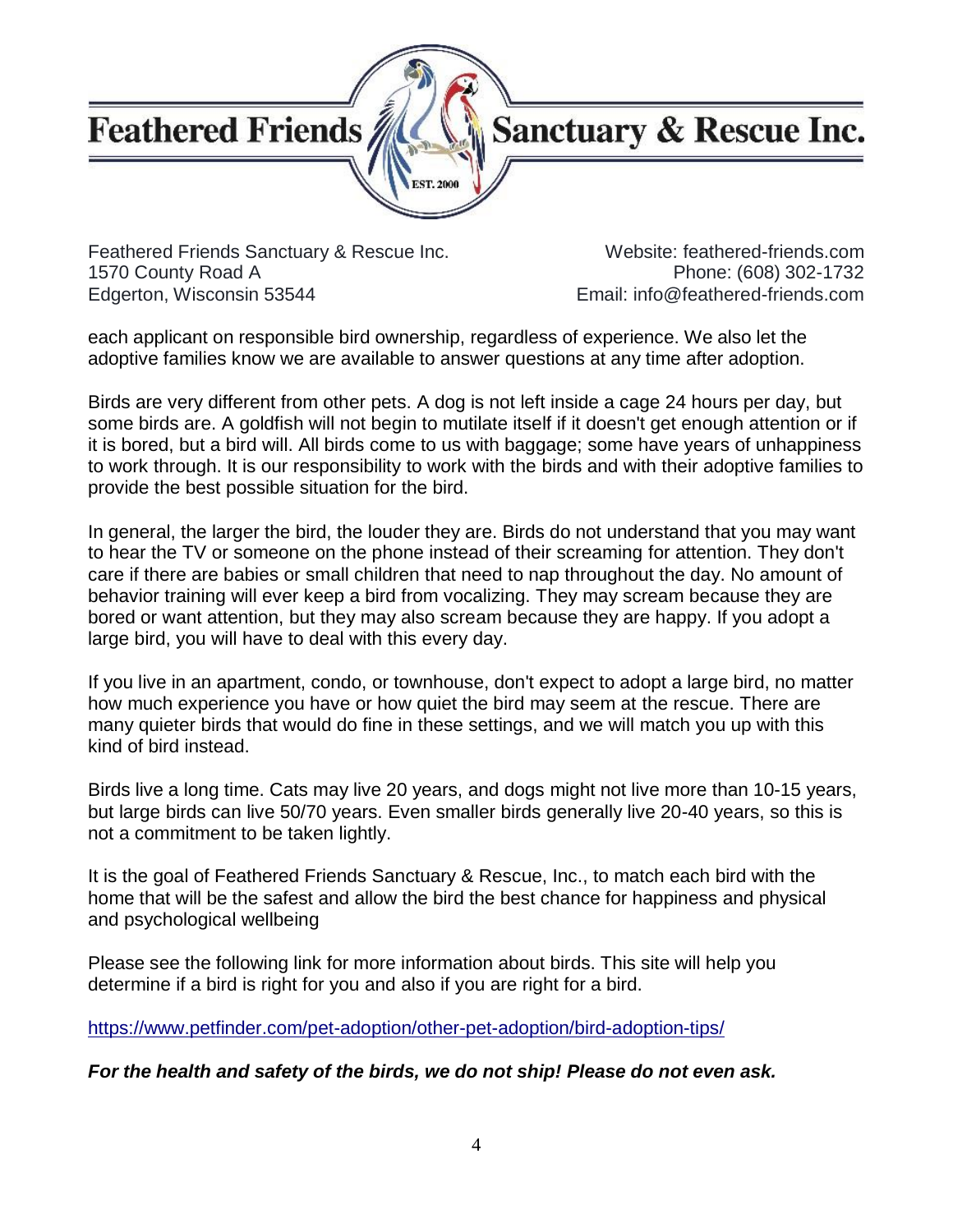each applicant on responsible bird ownership, regardless of experience. We also let the adoptive families know we are available to answer questions at any time after adoption.

Birds are very different from other pets. A dog is not left inside a cage 24 hours per day, but some birds are. A goldfish will not begin to mutilate itself if it doesn't get enough attention or if it is bored, but a bird will. All birds come to us with baggage; some have years of unhappiness to work through. It is our responsibility to work with the birds and with their adoptive families to provide the best possible situation for the bird.

In general, the larger the bird, the louder they are. Birds do not understand that you may want to hear the TV or someone on the phone instead of their screaming for attention. They don't care if there are babies or small children that need to nap throughout the day. No amount of behavior training will ever keep a bird from vocalizing. They may scream because they are bored or want attention, but they may also scream because they are happy. If you adopt a large bird, you will have to deal with this every day.

If you live in an apartment, condo, or townhouse, don't expect to adopt a large bird, no matter how much experience you have or how quiet the bird may seem at the rescue. There are many quieter birds that would do fine in these settings, and we will match you up with this kind of bird instead.

Birds live a long time. Cats may live 20 years, and dogs might not live more than 10-15 years, but large birds can live 50/70 years. Even smaller birds generally live 20-40 years, so this is not a commitment to be taken lightly.

It is the goal of Feathered Friends Sanctuary & Rescue, Inc., to match each bird with the home that will be the safest and allow the bird the best chance for happiness and physical and psychological wellbeing

Please see the following link for more information about birds. This site will help you determine if a bird is right for you and also if you are right for a bird.

https://www.petfinder.com/pet-adoption/other-pet-adoption/bird-adoption-tips/

***For the health and safety of the birds, we do not ship! Please do not even ask.***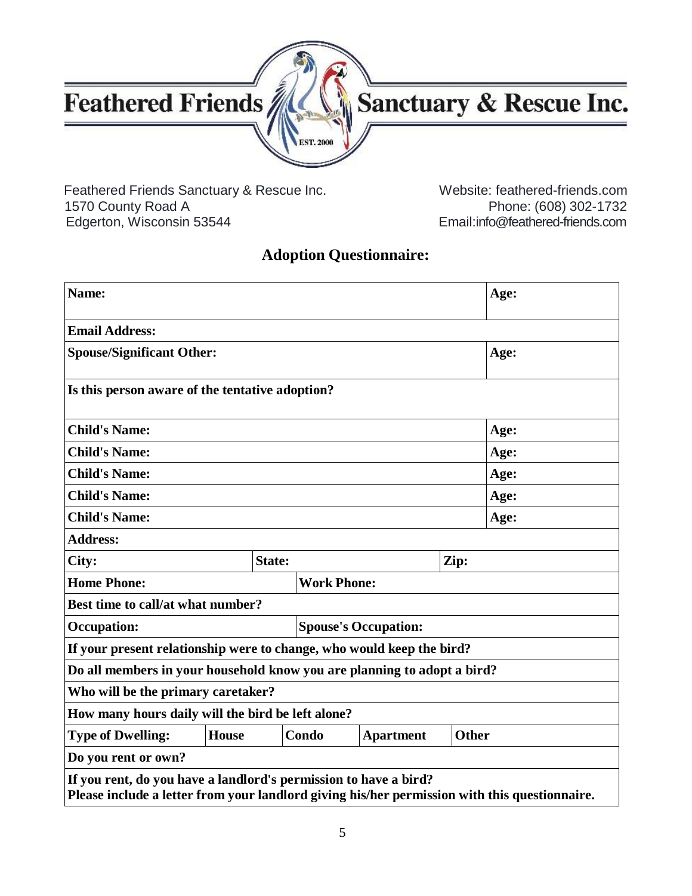# Feathered Friends Sanctuary & Rescue Inc.

EST. 2000

Feathered Friends Sanctuary & Rescue Inc.
1570 County Road A
Edgerton, Wisconsin 53544

Website: feathered-friends.com
Phone: (608) 302-1732
Email:info@feathered-friends.com

## Adoption Questionnaire:

| **Name:** | | | | | **Age:** |
|---|---|---|---|---|---|
| **Email Address:** | | | | | |
| **Spouse/Significant Other:** | | | | | **Age:** |
| **Is this person aware of the tentative adoption?** | | | | | |
| **Child's Name:** | | | | | **Age:** |
| **Child's Name:** | | | | | **Age:** |
| **Child's Name:** | | | | | **Age:** |
| **Child's Name:** | | | | | **Age:** |
| **Child's Name:** | | | | | **Age:** |
| **Address:** | | | | | |
| **City:** | | **State:** | | **Zip:** | |
| **Home Phone:** | | | **Work Phone:** | | |
| **Best time to call/at what number?** | | | | | |
| **Occupation:** | | | **Spouse's Occupation:** | | |
| **If your present relationship were to change, who would keep the bird?** | | | | | |
| **Do all members in your household know you are planning to adopt a bird?** | | | | | |
| **Who will be the primary caretaker?** | | | | | |
| **How many hours daily will the bird be left alone?** | | | | | |
| **Type of Dwelling:** | **House** | **Condo** | **Apartment** | **Other** | |
| **Do you rent or own?** | | | | | |
| **If you rent, do you have a landlord's permission to have a bird? Please include a letter from your landlord giving his/her permission with this questionnaire.** | | | | | |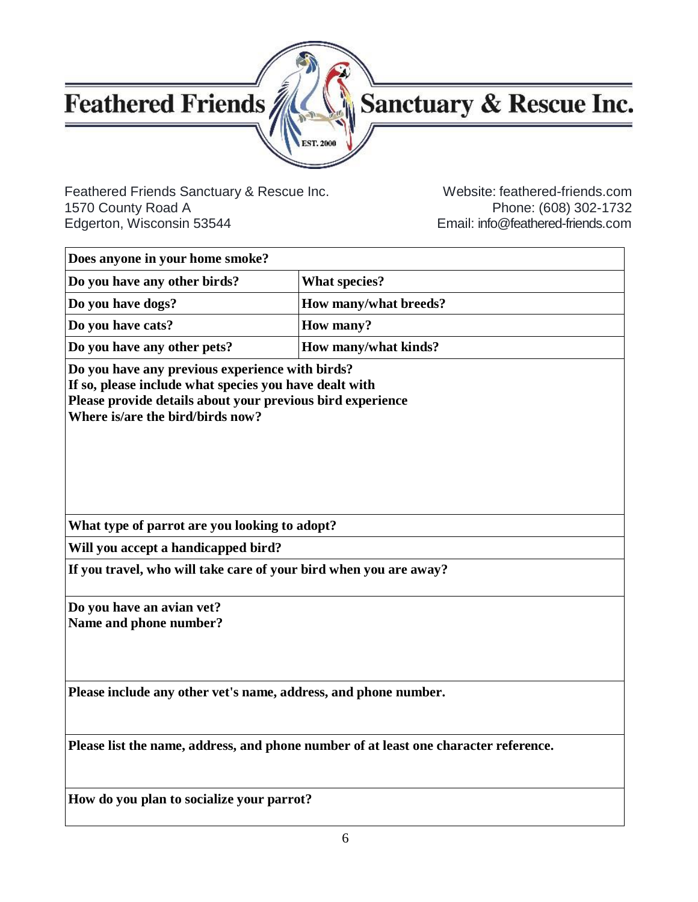# Feathered Friends Sanctuary & Rescue Inc.

Feathered Friends Sanctuary & Rescue Inc.
1570 County Road A
Edgerton, Wisconsin 53544

Website: feathered-friends.com
Phone: (608) 302-1732
Email: info@feathered-friends.com

| **Does anyone in your home smoke?** | |
|---|---|
| **Do you have any other birds?** | **What species?** |
| **Do you have dogs?** | **How many/what breeds?** |
| **Do you have cats?** | **How many?** |
| **Do you have any other pets?** | **How many/what kinds?** |

**Do you have any previous experience with birds?**
**If so, please include what species you have dealt with**
**Please provide details about your previous bird experience**
**Where is/are the bird/birds now?**

**What type of parrot are you looking to adopt?**

**Will you accept a handicapped bird?**

**If you travel, who will take care of your bird when you are away?**

**Do you have an avian vet?**
**Name and phone number?**

**Please include any other vet's name, address, and phone number.**

**Please list the name, address, and phone number of at least one character reference.**

**How do you plan to socialize your parrot?**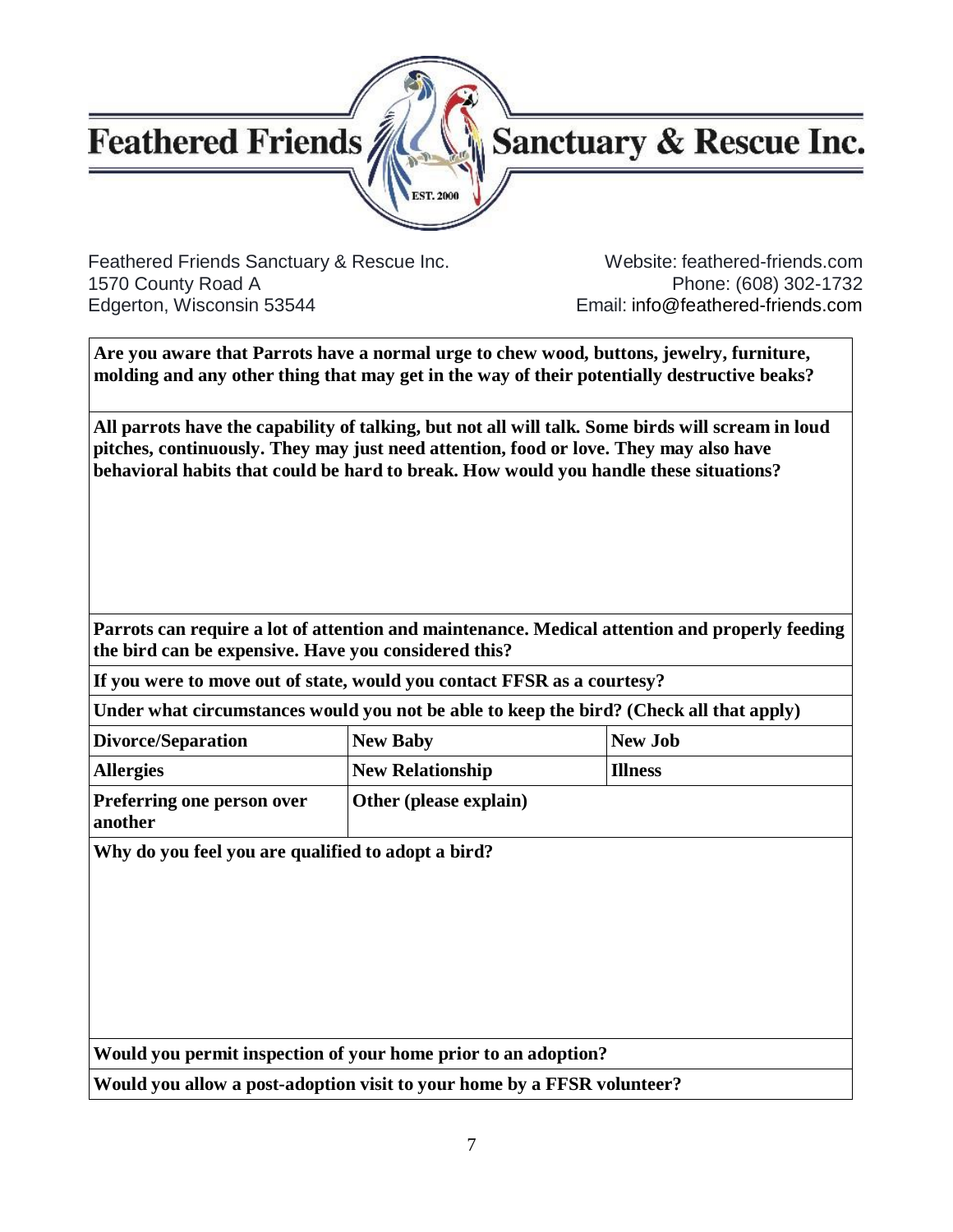# Feathered Friends Sanctuary & Rescue Inc.

EST. 2000

Feathered Friends Sanctuary & Rescue Inc.
1570 County Road A
Edgerton, Wisconsin 53544

Website: feathered-friends.com
Phone: (608) 302-1732
Email: info@feathered-friends.com

**Are you aware that Parrots have a normal urge to chew wood, buttons, jewelry, furniture, molding and any other thing that may get in the way of their potentially destructive beaks?**

**All parrots have the capability of talking, but not all will talk. Some birds will scream in loud pitches, continuously. They may just need attention, food or love. They may also have behavioral habits that could be hard to break. How would you handle these situations?**

**Parrots can require a lot of attention and maintenance. Medical attention and properly feeding the bird can be expensive. Have you considered this?**

**If you were to move out of state, would you contact FFSR as a courtesy?**

**Under what circumstances would you not be able to keep the bird? (Check all that apply)**

| | | |
|---|---|---|
| **Divorce/Separation** | **New Baby** | **New Job** |
| **Allergies** | **New Relationship** | **Illness** |
| **Preferring one person over another** | **Other (please explain)** | |

**Why do you feel you are qualified to adopt a bird?**

**Would you permit inspection of your home prior to an adoption?**

**Would you allow a post-adoption visit to your home by a FFSR volunteer?**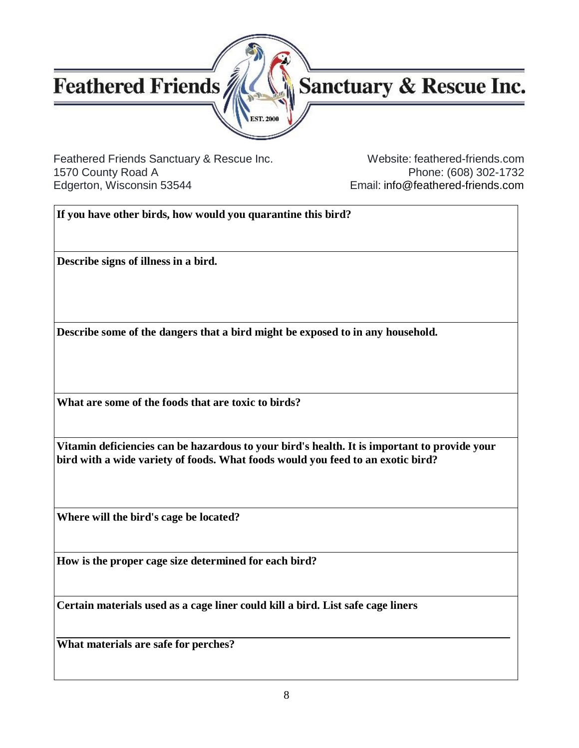# Feathered Friends Sanctuary & Rescue Inc.

Feathered Friends Sanctuary & Rescue Inc.
1570 County Road A
Edgerton, Wisconsin 53544

Website: feathered-friends.com
Phone: (608) 302-1732
Email: info@feathered-friends.com

**If you have other birds, how would you quarantine this bird?**

**Describe signs of illness in a bird.**

**Describe some of the dangers that a bird might be exposed to in any household.**

**What are some of the foods that are toxic to birds?**

**Vitamin deficiencies can be hazardous to your bird's health. It is important to provide your bird with a wide variety of foods. What foods would you feed to an exotic bird?**

**Where will the bird's cage be located?**

**How is the proper cage size determined for each bird?**

**Certain materials used as a cage liner could kill a bird. List safe cage liners**

**What materials are safe for perches?**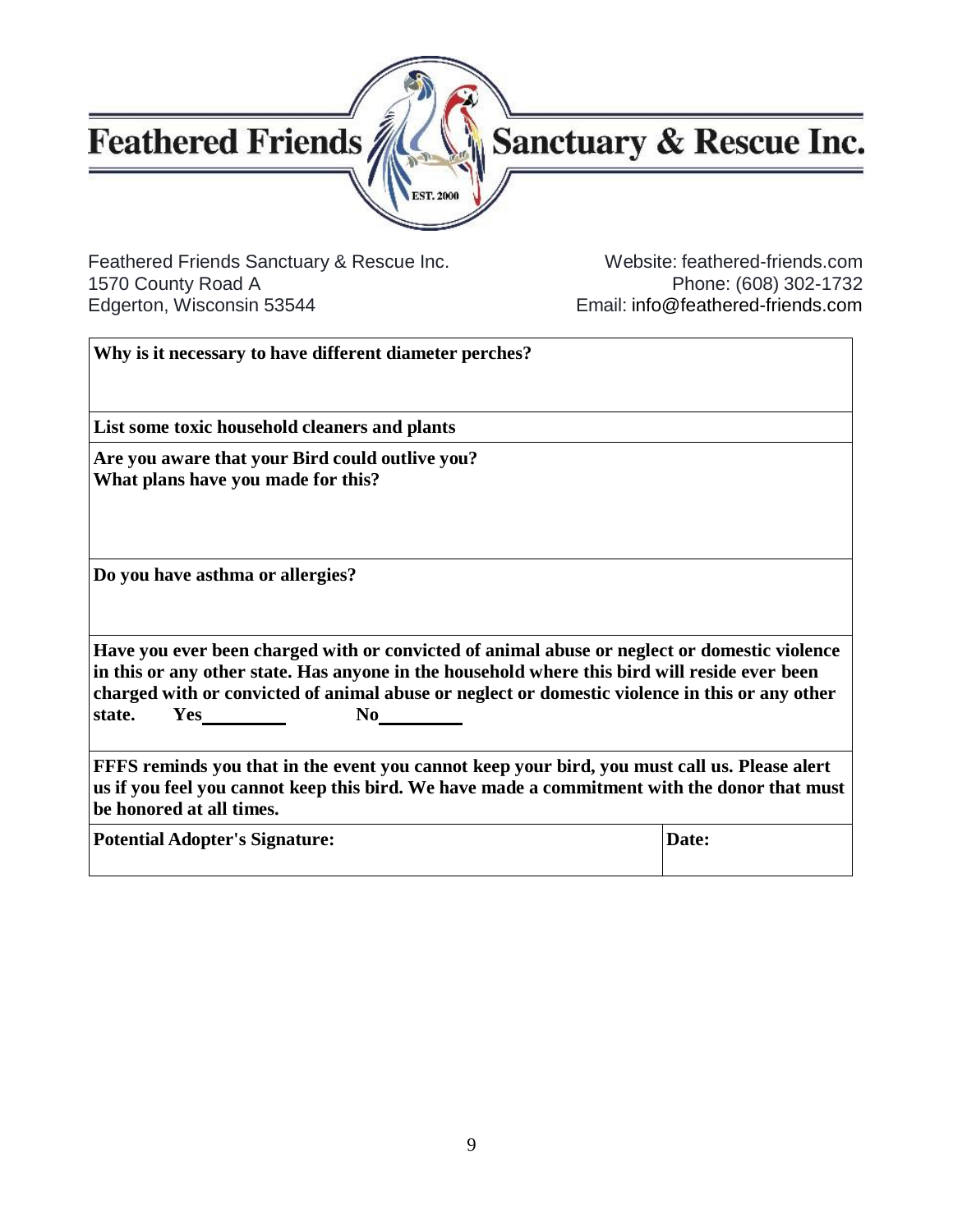# Feathered Friends Sanctuary & Rescue Inc.

EST. 2000

Feathered Friends Sanctuary & Rescue Inc.
1570 County Road A
Edgerton, Wisconsin 53544

Website: feathered-friends.com
Phone: (608) 302-1732
Email: info@feathered-friends.com

| | |
|---|---|
| **Why is it necessary to have different diameter perches?** | |
| **List some toxic household cleaners and plants** | |
| **Are you aware that your Bird could outlive you?**<br>**What plans have you made for this?** | |
| **Do you have asthma or allergies?** | |
| **Have you ever been charged with or convicted of animal abuse or neglect or domestic violence in this or any other state. Has anyone in the household where this bird will reside ever been charged with or convicted of animal abuse or neglect or domestic violence in this or any other state.** **Yes**\_\_\_\_\_\_\_\_\_ **No**\_\_\_\_\_\_\_\_\_ | |
| **FFFS reminds you that in the event you cannot keep your bird, you must call us. Please alert us if you feel you cannot keep this bird. We have made a commitment with the donor that must be honored at all times.** | |
| **Potential Adopter's Signature:** | **Date:** |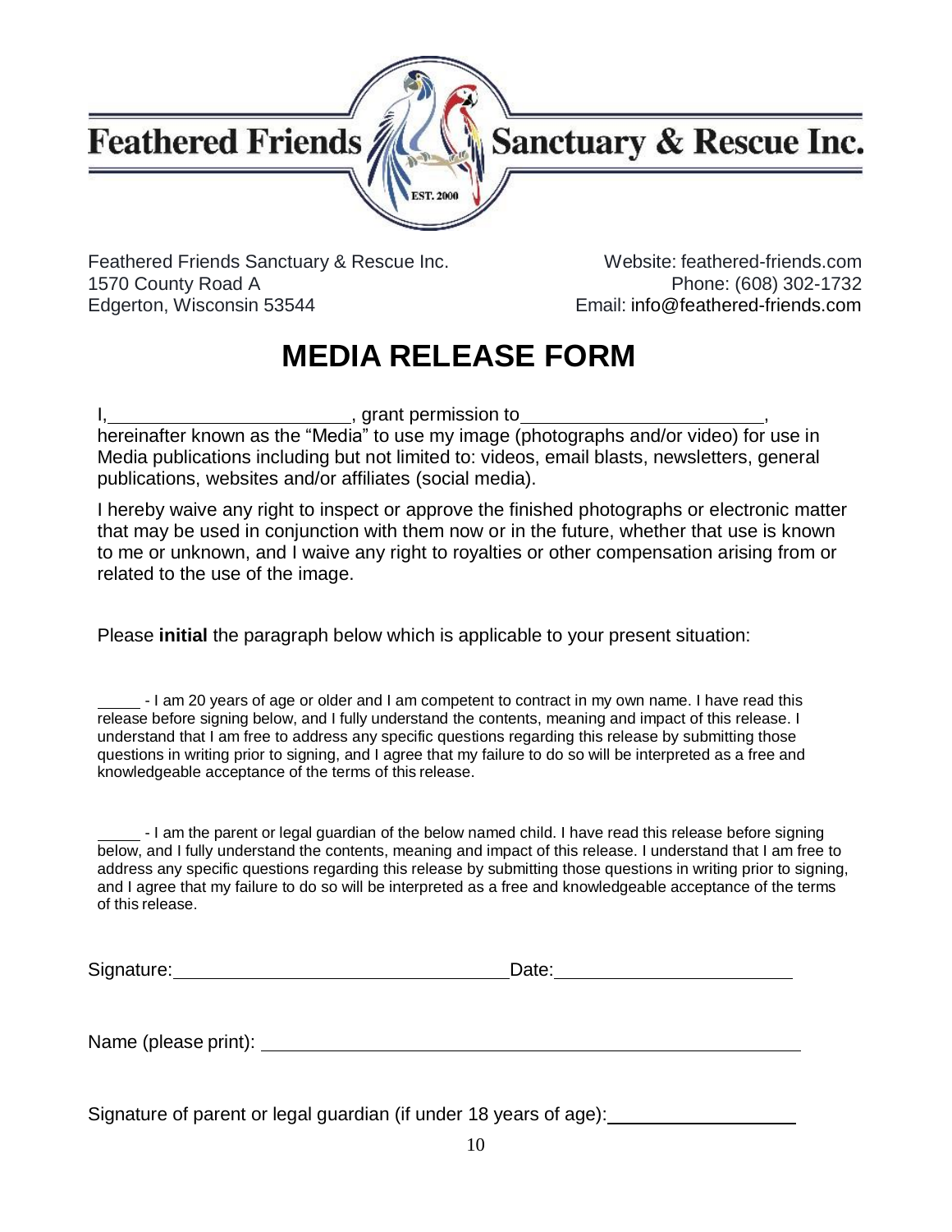Feathered Friends Sanctuary & Rescue Inc.

EST. 2000

Feathered Friends Sanctuary & Rescue Inc.
1570 County Road A
Edgerton, Wisconsin 53544

Website: feathered-friends.com
Phone: (608) 302-1732
Email: info@feathered-friends.com

# MEDIA RELEASE FORM

I,\_\_\_\_\_\_\_\_\_\_\_\_\_\_\_\_\_\_\_\_\_\_\_\_, grant permission to\_\_\_\_\_\_\_\_\_\_\_\_\_\_\_\_\_\_\_\_\_\_\_\_, hereinafter known as the "Media" to use my image (photographs and/or video) for use in Media publications including but not limited to: videos, email blasts, newsletters, general publications, websites and/or affiliates (social media).

I hereby waive any right to inspect or approve the finished photographs or electronic matter that may be used in conjunction with them now or in the future, whether that use is known to me or unknown, and I waive any right to royalties or other compensation arising from or related to the use of the image.

Please **initial** the paragraph below which is applicable to your present situation:

\_\_\_\_\_ - I am 20 years of age or older and I am competent to contract in my own name. I have read this release before signing below, and I fully understand the contents, meaning and impact of this release. I understand that I am free to address any specific questions regarding this release by submitting those questions in writing prior to signing, and I agree that my failure to do so will be interpreted as a free and knowledgeable acceptance of the terms of this release.

\_\_\_\_\_ - I am the parent or legal guardian of the below named child. I have read this release before signing below, and I fully understand the contents, meaning and impact of this release. I understand that I am free to address any specific questions regarding this release by submitting those questions in writing prior to signing, and I agree that my failure to do so will be interpreted as a free and knowledgeable acceptance of the terms of this release.

Signature:\_\_\_\_\_\_\_\_\_\_\_\_\_\_\_\_\_\_\_\_\_\_\_\_\_\_\_\_\_\_\_\_ Date:\_\_\_\_\_\_\_\_\_\_\_\_\_\_\_\_\_\_\_\_\_\_\_\_

Name (please print): \_\_\_\_\_\_\_\_\_\_\_\_\_\_\_\_\_\_\_\_\_\_\_\_\_\_\_\_\_\_\_\_\_\_\_\_\_\_\_\_\_\_\_\_\_\_\_\_\_\_

Signature of parent or legal guardian (if under 18 years of age):\_\_\_\_\_\_\_\_\_\_\_\_\_\_\_\_\_\_\_\_